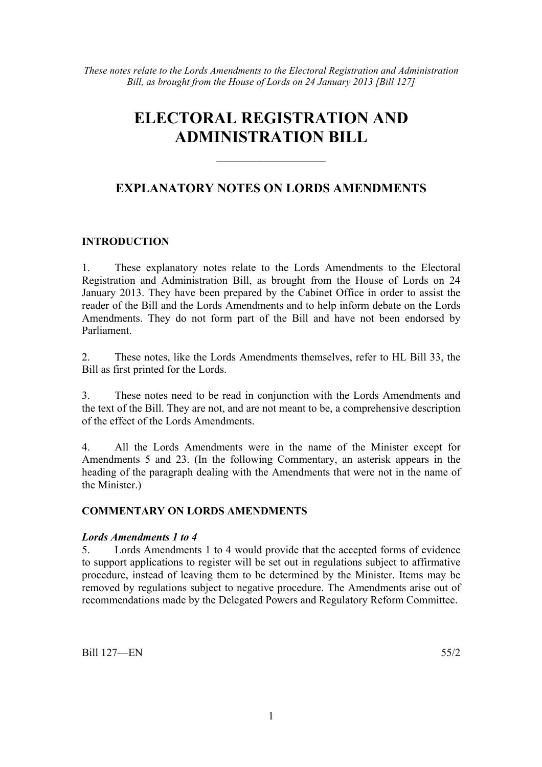*These notes relate to the Lords Amendments to the Electoral Registration and Administration Bill, as brought from the House of Lords on 24 January 2013 [Bill 127]*

# ELECTORAL REGISTRATION AND ADMINISTRATION BILL

---

## EXPLANATORY NOTES ON LORDS AMENDMENTS

### INTRODUCTION

1. These explanatory notes relate to the Lords Amendments to the Electoral Registration and Administration Bill, as brought from the House of Lords on 24 January 2013. They have been prepared by the Cabinet Office in order to assist the reader of the Bill and the Lords Amendments and to help inform debate on the Lords Amendments. They do not form part of the Bill and have not been endorsed by Parliament.

2. These notes, like the Lords Amendments themselves, refer to HL Bill 33, the Bill as first printed for the Lords.

3. These notes need to be read in conjunction with the Lords Amendments and the text of the Bill. They are not, and are not meant to be, a comprehensive description of the effect of the Lords Amendments.

4. All the Lords Amendments were in the name of the Minister except for Amendments 5 and 23. (In the following Commentary, an asterisk appears in the heading of the paragraph dealing with the Amendments that were not in the name of the Minister.)

### COMMENTARY ON LORDS AMENDMENTS

***Lords Amendments 1 to 4***

5. Lords Amendments 1 to 4 would provide that the accepted forms of evidence to support applications to register will be set out in regulations subject to affirmative procedure, instead of leaving them to be determined by the Minister. Items may be removed by regulations subject to negative procedure. The Amendments arise out of recommendations made by the Delegated Powers and Regulatory Reform Committee.

Bill 127—EN 55/2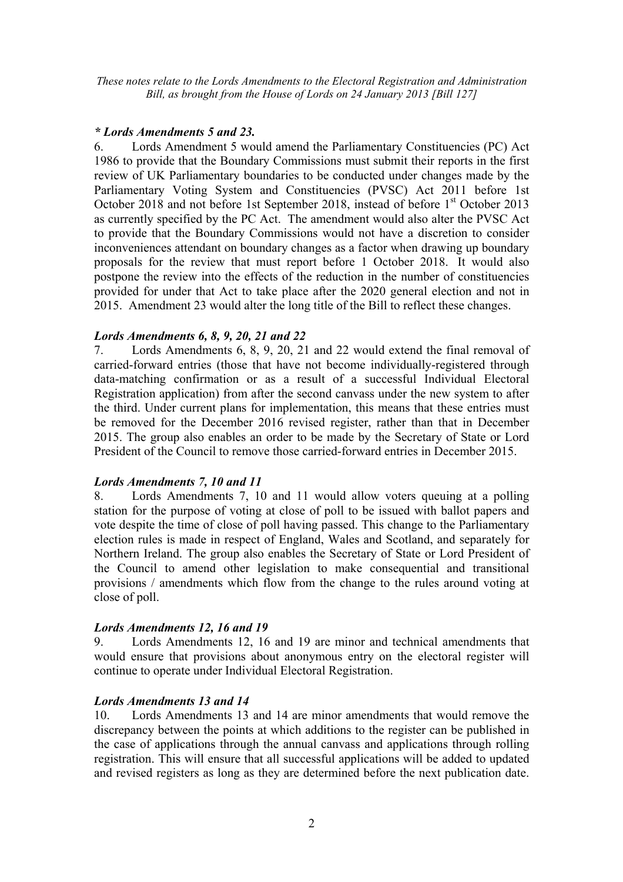*These notes relate to the Lords Amendments to the Electoral Registration and Administration Bill, as brought from the House of Lords on 24 January 2013 [Bill 127]*

### *\* Lords Amendments 5 and 23.*

6. Lords Amendment 5 would amend the Parliamentary Constituencies (PC) Act 1986 to provide that the Boundary Commissions must submit their reports in the first review of UK Parliamentary boundaries to be conducted under changes made by the Parliamentary Voting System and Constituencies (PVSC) Act 2011 before 1st October 2018 and not before 1st September 2018, instead of before 1st October 2013 as currently specified by the PC Act. The amendment would also alter the PVSC Act to provide that the Boundary Commissions would not have a discretion to consider inconveniences attendant on boundary changes as a factor when drawing up boundary proposals for the review that must report before 1 October 2018. It would also postpone the review into the effects of the reduction in the number of constituencies provided for under that Act to take place after the 2020 general election and not in 2015. Amendment 23 would alter the long title of the Bill to reflect these changes.

### *Lords Amendments 6, 8, 9, 20, 21 and 22*

7. Lords Amendments 6, 8, 9, 20, 21 and 22 would extend the final removal of carried-forward entries (those that have not become individually-registered through data-matching confirmation or as a result of a successful Individual Electoral Registration application) from after the second canvass under the new system to after the third. Under current plans for implementation, this means that these entries must be removed for the December 2016 revised register, rather than that in December 2015. The group also enables an order to be made by the Secretary of State or Lord President of the Council to remove those carried-forward entries in December 2015.

### *Lords Amendments 7, 10 and 11*

8. Lords Amendments 7, 10 and 11 would allow voters queuing at a polling station for the purpose of voting at close of poll to be issued with ballot papers and vote despite the time of close of poll having passed. This change to the Parliamentary election rules is made in respect of England, Wales and Scotland, and separately for Northern Ireland. The group also enables the Secretary of State or Lord President of the Council to amend other legislation to make consequential and transitional provisions / amendments which flow from the change to the rules around voting at close of poll.

### *Lords Amendments 12, 16 and 19*

9. Lords Amendments 12, 16 and 19 are minor and technical amendments that would ensure that provisions about anonymous entry on the electoral register will continue to operate under Individual Electoral Registration.

### *Lords Amendments 13 and 14*

10. Lords Amendments 13 and 14 are minor amendments that would remove the discrepancy between the points at which additions to the register can be published in the case of applications through the annual canvass and applications through rolling registration. This will ensure that all successful applications will be added to updated and revised registers as long as they are determined before the next publication date.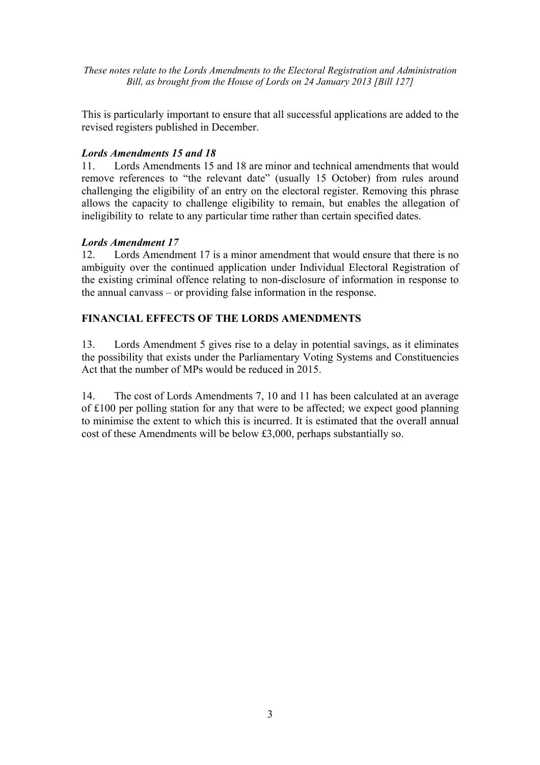This is particularly important to ensure that all successful applications are added to the revised registers published in December.

### *Lords Amendments 15 and 18*

11. Lords Amendments 15 and 18 are minor and technical amendments that would remove references to "the relevant date" (usually 15 October) from rules around challenging the eligibility of an entry on the electoral register. Removing this phrase allows the capacity to challenge eligibility to remain, but enables the allegation of ineligibility to relate to any particular time rather than certain specified dates.

### *Lords Amendment 17*

12. Lords Amendment 17 is a minor amendment that would ensure that there is no ambiguity over the continued application under Individual Electoral Registration of the existing criminal offence relating to non-disclosure of information in response to the annual canvass – or providing false information in the response.

## FINANCIAL EFFECTS OF THE LORDS AMENDMENTS

13. Lords Amendment 5 gives rise to a delay in potential savings, as it eliminates the possibility that exists under the Parliamentary Voting Systems and Constituencies Act that the number of MPs would be reduced in 2015.

14. The cost of Lords Amendments 7, 10 and 11 has been calculated at an average of £100 per polling station for any that were to be affected; we expect good planning to minimise the extent to which this is incurred. It is estimated that the overall annual cost of these Amendments will be below £3,000, perhaps substantially so.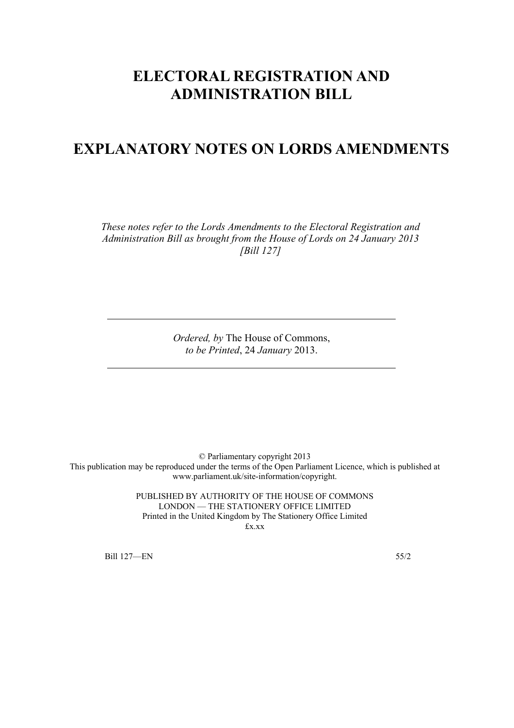# ELECTORAL REGISTRATION AND ADMINISTRATION BILL

# EXPLANATORY NOTES ON LORDS AMENDMENTS

*These notes refer to the Lords Amendments to the Electoral Registration and Administration Bill as brought from the House of Lords on 24 January 2013 [Bill 127]*

---

*Ordered, by* The House of Commons, *to be Printed*, 24 *January* 2013.

---

© Parliamentary copyright 2013

This publication may be reproduced under the terms of the Open Parliament Licence, which is published at www.parliament.uk/site-information/copyright.

PUBLISHED BY AUTHORITY OF THE HOUSE OF COMMONS
LONDON — THE STATIONERY OFFICE LIMITED
Printed in the United Kingdom by The Stationery Office Limited
£x.xx

Bill 127—EN 55/2